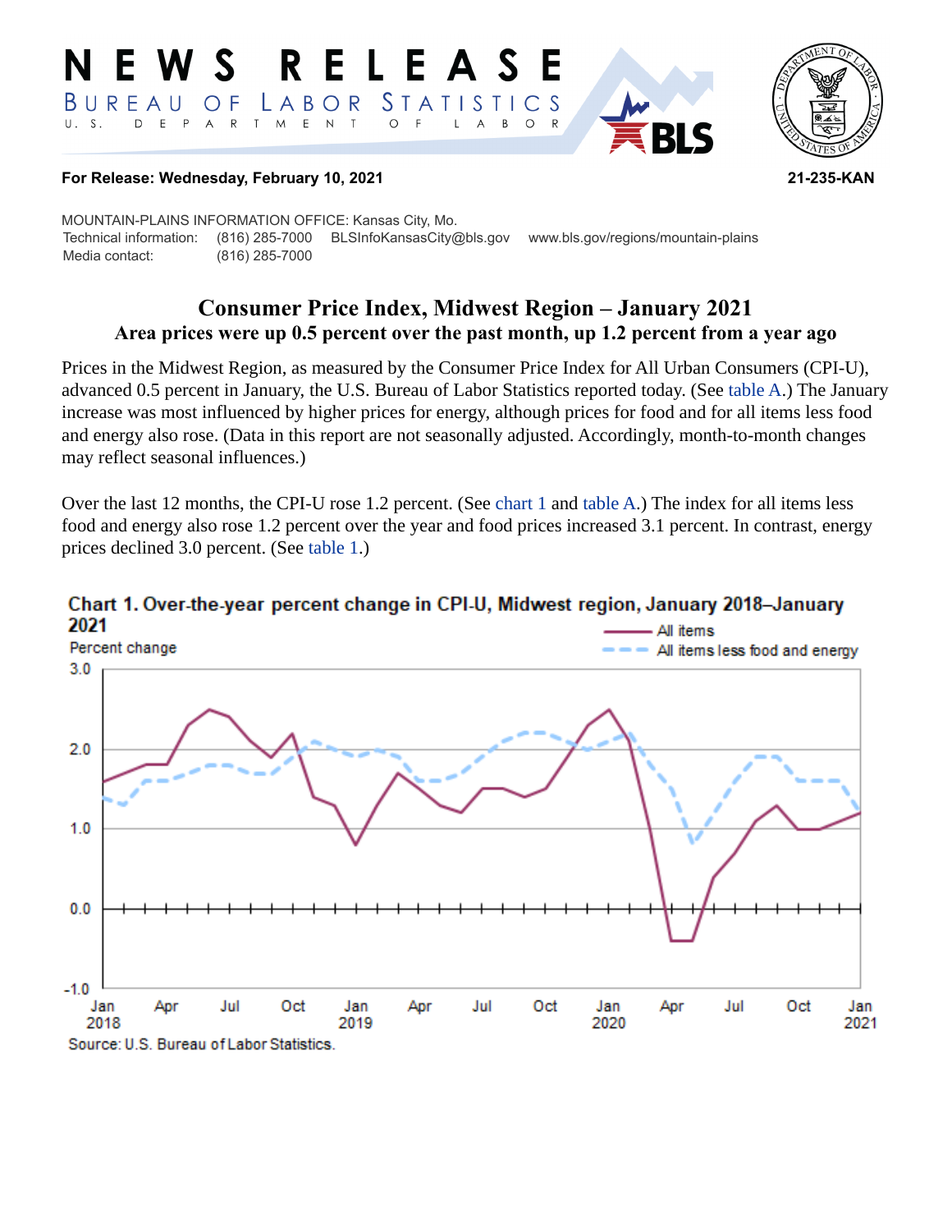# NEWS RELEASE

BUREAU OF LABOR STATISTICS
U. S. DEPARTMENT OF LABOR

**For Release: Wednesday, February 10, 2021** **21-235-KAN**

MOUNTAIN-PLAINS INFORMATION OFFICE: Kansas City, Mo.
Technical information: (816) 285-7000 BLSInfoKansasCity@bls.gov www.bls.gov/regions/mountain-plains
Media contact: (816) 285-7000

## Consumer Price Index, Midwest Region – January 2021

### Area prices were up 0.5 percent over the past month, up 1.2 percent from a year ago

Prices in the Midwest Region, as measured by the Consumer Price Index for All Urban Consumers (CPI-U), advanced 0.5 percent in January, the U.S. Bureau of Labor Statistics reported today. (See table A.) The January increase was most influenced by higher prices for energy, although prices for food and for all items less food and energy also rose. (Data in this report are not seasonally adjusted. Accordingly, month-to-month changes may reflect seasonal influences.)

Over the last 12 months, the CPI-U rose 1.2 percent. (See chart 1 and table A.) The index for all items less food and energy also rose 1.2 percent over the year and food prices increased 3.1 percent. In contrast, energy prices declined 3.0 percent. (See table 1.)

**Chart 1. Over-the-year percent change in CPI-U, Midwest region, January 2018–January 2021**

Source: U.S. Bureau of Labor Statistics.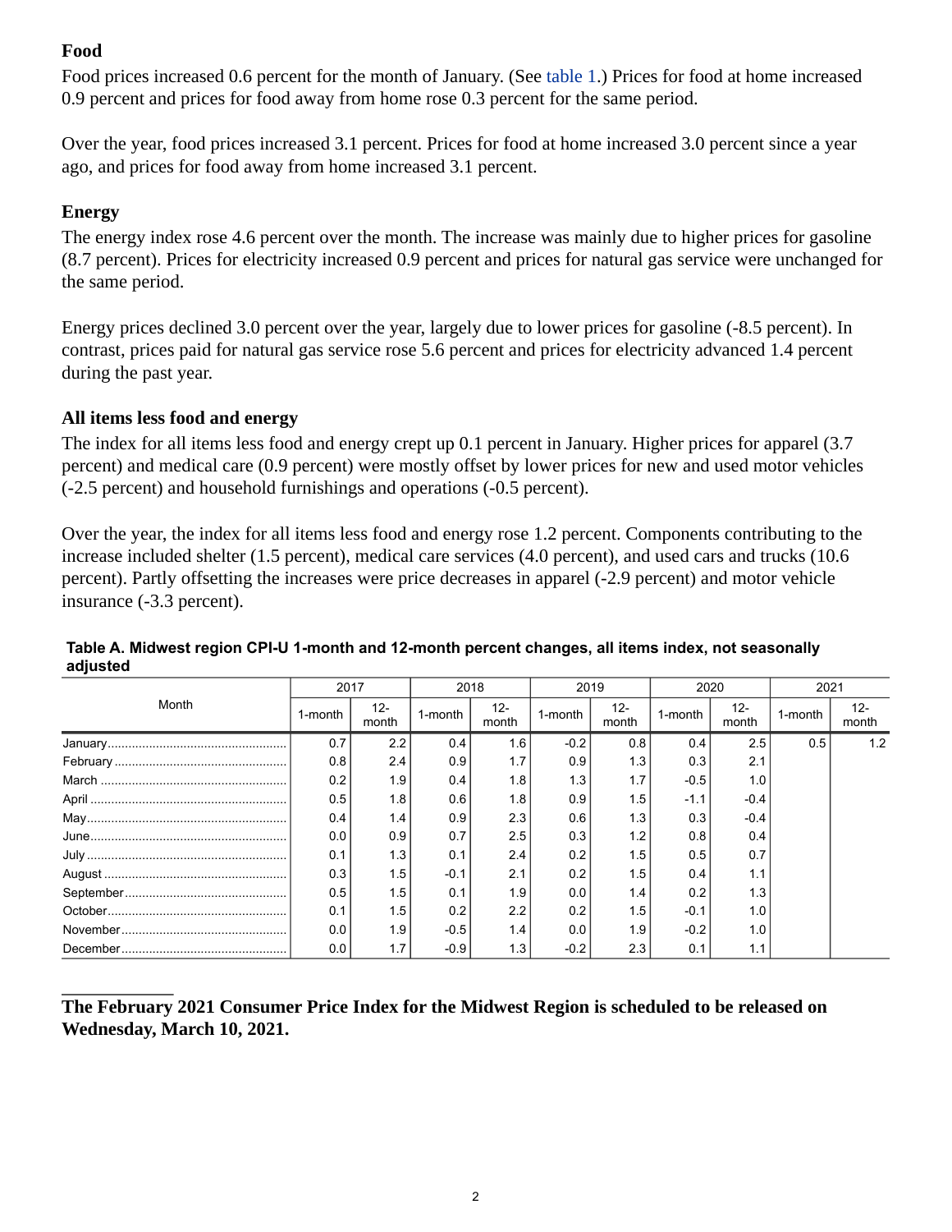### Food

Food prices increased 0.6 percent for the month of January. (See table 1.) Prices for food at home increased 0.9 percent and prices for food away from home rose 0.3 percent for the same period.

Over the year, food prices increased 3.1 percent. Prices for food at home increased 3.0 percent since a year ago, and prices for food away from home increased 3.1 percent.

### Energy

The energy index rose 4.6 percent over the month. The increase was mainly due to higher prices for gasoline (8.7 percent). Prices for electricity increased 0.9 percent and prices for natural gas service were unchanged for the same period.

Energy prices declined 3.0 percent over the year, largely due to lower prices for gasoline (-8.5 percent). In contrast, prices paid for natural gas service rose 5.6 percent and prices for electricity advanced 1.4 percent during the past year.

### All items less food and energy

The index for all items less food and energy crept up 0.1 percent in January. Higher prices for apparel (3.7 percent) and medical care (0.9 percent) were mostly offset by lower prices for new and used motor vehicles (-2.5 percent) and household furnishings and operations (-0.5 percent).

Over the year, the index for all items less food and energy rose 1.2 percent. Components contributing to the increase included shelter (1.5 percent), medical care services (4.0 percent), and used cars and trucks (10.6 percent). Partly offsetting the increases were price decreases in apparel (-2.9 percent) and motor vehicle insurance (-3.3 percent).

**Table A. Midwest region CPI-U 1-month and 12-month percent changes, all items index, not seasonally adjusted**

| Month | 2017 | | 2018 | | 2019 | | 2020 | | 2021 | |
|---|---|---|---|---|---|---|---|---|---|---|
| | 1-month | 12-month | 1-month | 12-month | 1-month | 12-month | 1-month | 12-month | 1-month | 12-month |
| January | 0.7 | 2.2 | 0.4 | 1.6 | -0.2 | 0.8 | 0.4 | 2.5 | 0.5 | 1.2 |
| February | 0.8 | 2.4 | 0.9 | 1.7 | 0.9 | 1.3 | 0.3 | 2.1 | | |
| March | 0.2 | 1.9 | 0.4 | 1.8 | 1.3 | 1.7 | -0.5 | 1.0 | | |
| April | 0.5 | 1.8 | 0.6 | 1.8 | 0.9 | 1.5 | -1.1 | -0.4 | | |
| May | 0.4 | 1.4 | 0.9 | 2.3 | 0.6 | 1.3 | 0.3 | -0.4 | | |
| June | 0.0 | 0.9 | 0.7 | 2.5 | 0.3 | 1.2 | 0.8 | 0.4 | | |
| July | 0.1 | 1.3 | 0.1 | 2.4 | 0.2 | 1.5 | 0.5 | 0.7 | | |
| August | 0.3 | 1.5 | -0.1 | 2.1 | 0.2 | 1.5 | 0.4 | 1.1 | | |
| September | 0.5 | 1.5 | 0.1 | 1.9 | 0.0 | 1.4 | 0.2 | 1.3 | | |
| October | 0.1 | 1.5 | 0.2 | 2.2 | 0.2 | 1.5 | -0.1 | 1.0 | | |
| November | 0.0 | 1.9 | -0.5 | 1.4 | 0.0 | 1.9 | -0.2 | 1.0 | | |
| December | 0.0 | 1.7 | -0.9 | 1.3 | -0.2 | 2.3 | 0.1 | 1.1 | | |

**The February 2021 Consumer Price Index for the Midwest Region is scheduled to be released on Wednesday, March 10, 2021.**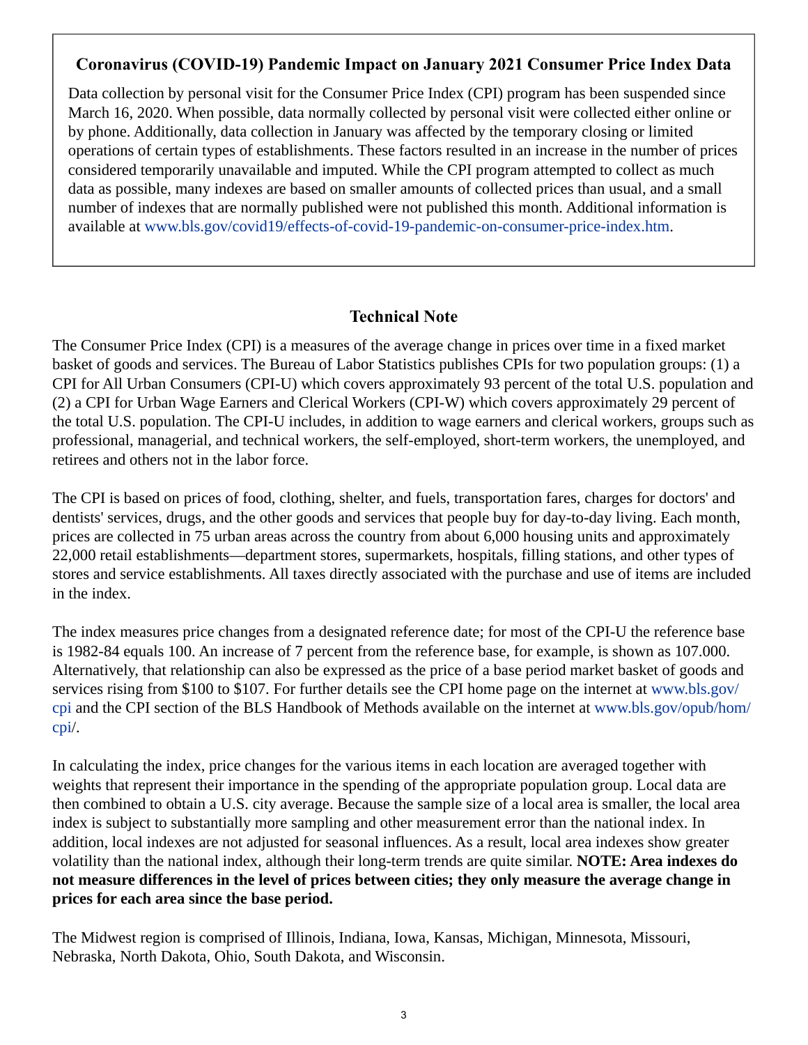## Coronavirus (COVID-19) Pandemic Impact on January 2021 Consumer Price Index Data

Data collection by personal visit for the Consumer Price Index (CPI) program has been suspended since March 16, 2020. When possible, data normally collected by personal visit were collected either online or by phone. Additionally, data collection in January was affected by the temporary closing or limited operations of certain types of establishments. These factors resulted in an increase in the number of prices considered temporarily unavailable and imputed. While the CPI program attempted to collect as much data as possible, many indexes are based on smaller amounts of collected prices than usual, and a small number of indexes that are normally published were not published this month. Additional information is available at www.bls.gov/covid19/effects-of-covid-19-pandemic-on-consumer-price-index.htm.

## Technical Note

The Consumer Price Index (CPI) is a measures of the average change in prices over time in a fixed market basket of goods and services. The Bureau of Labor Statistics publishes CPIs for two population groups: (1) a CPI for All Urban Consumers (CPI-U) which covers approximately 93 percent of the total U.S. population and (2) a CPI for Urban Wage Earners and Clerical Workers (CPI-W) which covers approximately 29 percent of the total U.S. population. The CPI-U includes, in addition to wage earners and clerical workers, groups such as professional, managerial, and technical workers, the self-employed, short-term workers, the unemployed, and retirees and others not in the labor force.

The CPI is based on prices of food, clothing, shelter, and fuels, transportation fares, charges for doctors' and dentists' services, drugs, and the other goods and services that people buy for day-to-day living. Each month, prices are collected in 75 urban areas across the country from about 6,000 housing units and approximately 22,000 retail establishments—department stores, supermarkets, hospitals, filling stations, and other types of stores and service establishments. All taxes directly associated with the purchase and use of items are included in the index.

The index measures price changes from a designated reference date; for most of the CPI-U the reference base is 1982-84 equals 100. An increase of 7 percent from the reference base, for example, is shown as 107.000. Alternatively, that relationship can also be expressed as the price of a base period market basket of goods and services rising from $100 to $107. For further details see the CPI home page on the internet at www.bls.gov/cpi and the CPI section of the BLS Handbook of Methods available on the internet at www.bls.gov/opub/hom/cpi/.

In calculating the index, price changes for the various items in each location are averaged together with weights that represent their importance in the spending of the appropriate population group. Local data are then combined to obtain a U.S. city average. Because the sample size of a local area is smaller, the local area index is subject to substantially more sampling and other measurement error than the national index. In addition, local indexes are not adjusted for seasonal influences. As a result, local area indexes show greater volatility than the national index, although their long-term trends are quite similar. **NOTE: Area indexes do not measure differences in the level of prices between cities; they only measure the average change in prices for each area since the base period.**

The Midwest region is comprised of Illinois, Indiana, Iowa, Kansas, Michigan, Minnesota, Missouri, Nebraska, North Dakota, Ohio, South Dakota, and Wisconsin.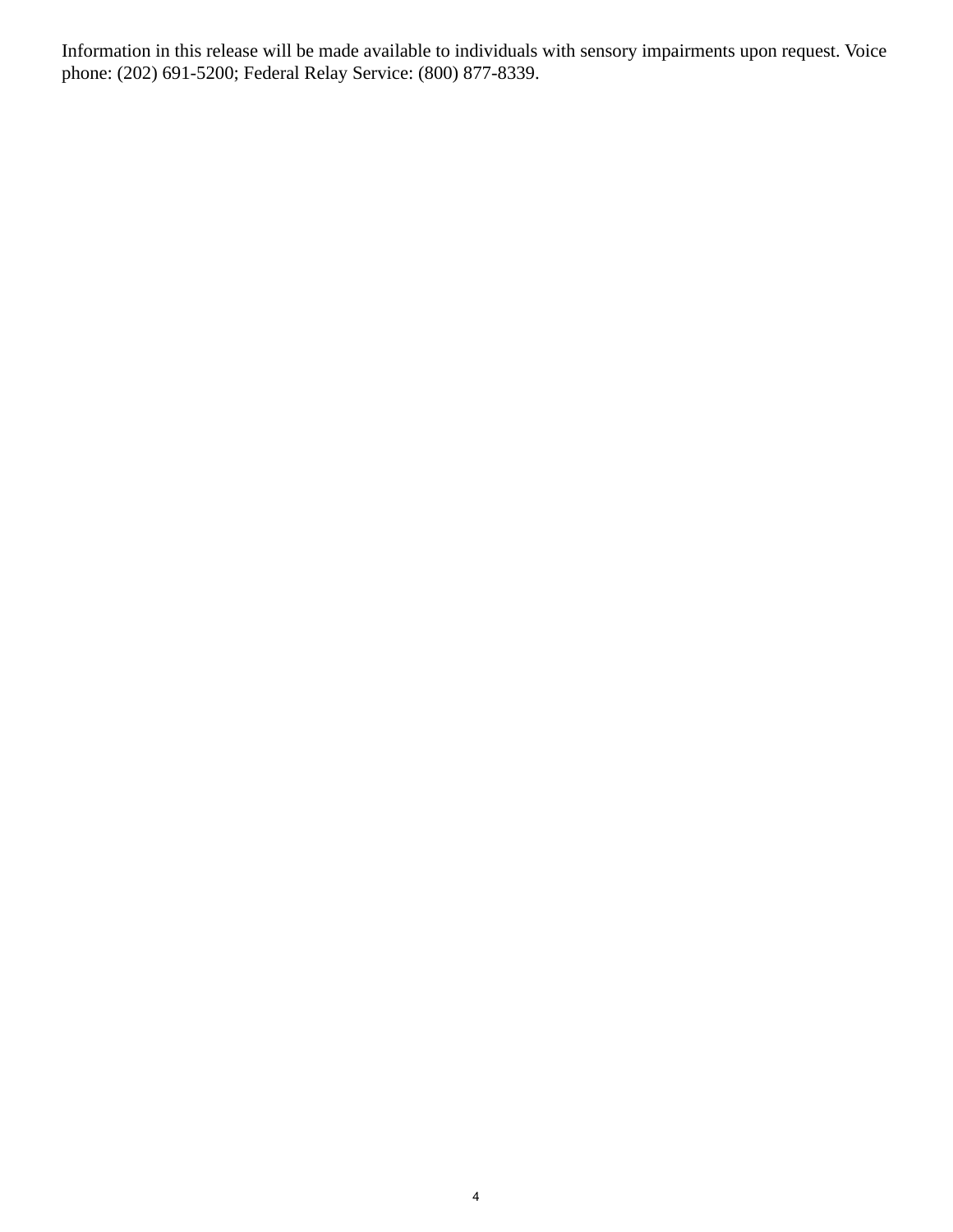Information in this release will be made available to individuals with sensory impairments upon request. Voice phone: (202) 691-5200; Federal Relay Service: (800) 877-8339.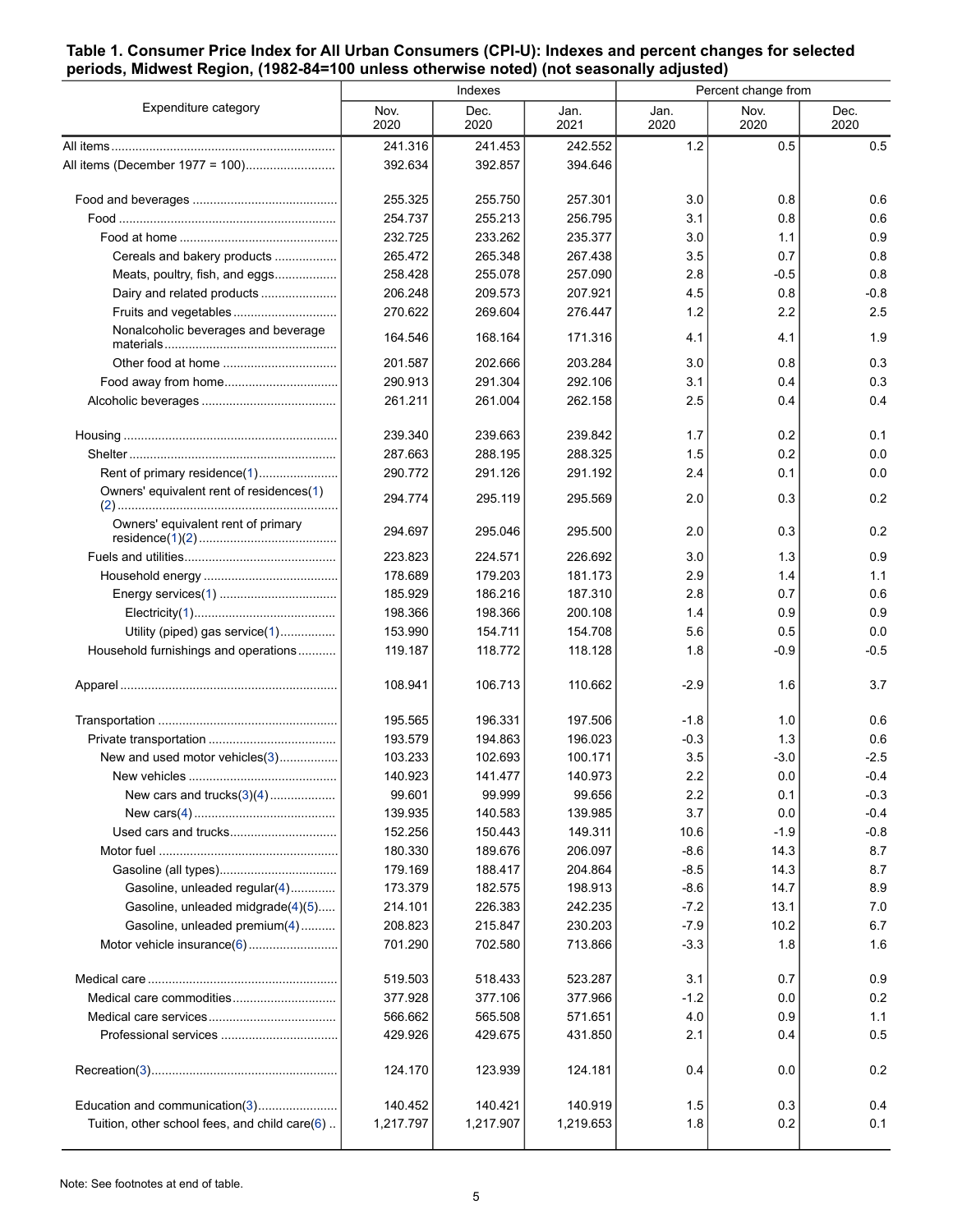**Table 1. Consumer Price Index for All Urban Consumers (CPI-U): Indexes and percent changes for selected periods, Midwest Region, (1982-84=100 unless otherwise noted) (not seasonally adjusted)**

| Expenditure category | Indexes | | | Percent change from | | |
|---|---|---|---|---|---|---|
| | Nov. 2020 | Dec. 2020 | Jan. 2021 | Jan. 2020 | Nov. 2020 | Dec. 2020 |
| All items | 241.316 | 241.453 | 242.552 | 1.2 | 0.5 | 0.5 |
| All items (December 1977 = 100) | 392.634 | 392.857 | 394.646 | | | |
| Food and beverages | 255.325 | 255.750 | 257.301 | 3.0 | 0.8 | 0.6 |
| Food | 254.737 | 255.213 | 256.795 | 3.1 | 0.8 | 0.6 |
| Food at home | 232.725 | 233.262 | 235.377 | 3.0 | 1.1 | 0.9 |
| Cereals and bakery products | 265.472 | 265.348 | 267.438 | 3.5 | 0.7 | 0.8 |
| Meats, poultry, fish, and eggs | 258.428 | 255.078 | 257.090 | 2.8 | -0.5 | 0.8 |
| Dairy and related products | 206.248 | 209.573 | 207.921 | 4.5 | 0.8 | -0.8 |
| Fruits and vegetables | 270.622 | 269.604 | 276.447 | 1.2 | 2.2 | 2.5 |
| Nonalcoholic beverages and beverage materials | 164.546 | 168.164 | 171.316 | 4.1 | 4.1 | 1.9 |
| Other food at home | 201.587 | 202.666 | 203.284 | 3.0 | 0.8 | 0.3 |
| Food away from home | 290.913 | 291.304 | 292.106 | 3.1 | 0.4 | 0.3 |
| Alcoholic beverages | 261.211 | 261.004 | 262.158 | 2.5 | 0.4 | 0.4 |
| Housing | 239.340 | 239.663 | 239.842 | 1.7 | 0.2 | 0.1 |
| Shelter | 287.663 | 288.195 | 288.325 | 1.5 | 0.2 | 0.0 |
| Rent of primary residence(1) | 290.772 | 291.126 | 291.192 | 2.4 | 0.1 | 0.0 |
| Owners' equivalent rent of residences(1)(2) | 294.774 | 295.119 | 295.569 | 2.0 | 0.3 | 0.2 |
| Owners' equivalent rent of primary residence(1)(2) | 294.697 | 295.046 | 295.500 | 2.0 | 0.3 | 0.2 |
| Fuels and utilities | 223.823 | 224.571 | 226.692 | 3.0 | 1.3 | 0.9 |
| Household energy | 178.689 | 179.203 | 181.173 | 2.9 | 1.4 | 1.1 |
| Energy services(1) | 185.929 | 186.216 | 187.310 | 2.8 | 0.7 | 0.6 |
| Electricity(1) | 198.366 | 198.366 | 200.108 | 1.4 | 0.9 | 0.9 |
| Utility (piped) gas service(1) | 153.990 | 154.711 | 154.708 | 5.6 | 0.5 | 0.0 |
| Household furnishings and operations | 119.187 | 118.772 | 118.128 | 1.8 | -0.9 | -0.5 |
| Apparel | 108.941 | 106.713 | 110.662 | -2.9 | 1.6 | 3.7 |
| Transportation | 195.565 | 196.331 | 197.506 | -1.8 | 1.0 | 0.6 |
| Private transportation | 193.579 | 194.863 | 196.023 | -0.3 | 1.3 | 0.6 |
| New and used motor vehicles(3) | 103.233 | 102.693 | 100.171 | 3.5 | -3.0 | -2.5 |
| New vehicles | 140.923 | 141.477 | 140.973 | 2.2 | 0.0 | -0.4 |
| New cars and trucks(3)(4) | 99.601 | 99.999 | 99.656 | 2.2 | 0.1 | -0.3 |
| New cars(4) | 139.935 | 140.583 | 139.985 | 3.7 | 0.0 | -0.4 |
| Used cars and trucks | 152.256 | 150.443 | 149.311 | 10.6 | -1.9 | -0.8 |
| Motor fuel | 180.330 | 189.676 | 206.097 | -8.6 | 14.3 | 8.7 |
| Gasoline (all types) | 179.169 | 188.417 | 204.864 | -8.5 | 14.3 | 8.7 |
| Gasoline, unleaded regular(4) | 173.379 | 182.575 | 198.913 | -8.6 | 14.7 | 8.9 |
| Gasoline, unleaded midgrade(4)(5) | 214.101 | 226.383 | 242.235 | -7.2 | 13.1 | 7.0 |
| Gasoline, unleaded premium(4) | 208.823 | 215.847 | 230.203 | -7.9 | 10.2 | 6.7 |
| Motor vehicle insurance(6) | 701.290 | 702.580 | 713.866 | -3.3 | 1.8 | 1.6 |
| Medical care | 519.503 | 518.433 | 523.287 | 3.1 | 0.7 | 0.9 |
| Medical care commodities | 377.928 | 377.106 | 377.966 | -1.2 | 0.0 | 0.2 |
| Medical care services | 566.662 | 565.508 | 571.651 | 4.0 | 0.9 | 1.1 |
| Professional services | 429.926 | 429.675 | 431.850 | 2.1 | 0.4 | 0.5 |
| Recreation(3) | 124.170 | 123.939 | 124.181 | 0.4 | 0.0 | 0.2 |
| Education and communication(3) | 140.452 | 140.421 | 140.919 | 1.5 | 0.3 | 0.4 |
| Tuition, other school fees, and child care(6) | 1,217.797 | 1,217.907 | 1,219.653 | 1.8 | 0.2 | 0.1 |

Note: See footnotes at end of table.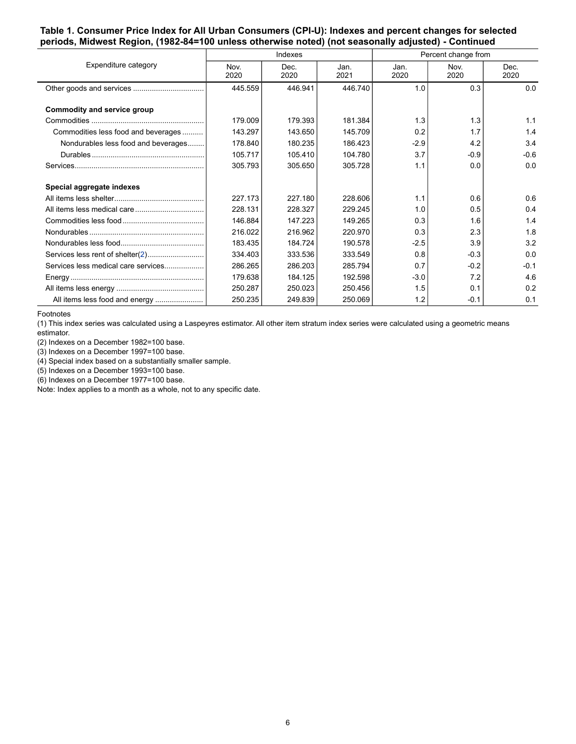**Table 1. Consumer Price Index for All Urban Consumers (CPI-U): Indexes and percent changes for selected periods, Midwest Region, (1982-84=100 unless otherwise noted) (not seasonally adjusted) - Continued**

| Expenditure category | Indexes | | | Percent change from | | |
|---|---|---|---|---|---|---|
| | Nov. 2020 | Dec. 2020 | Jan. 2021 | Jan. 2020 | Nov. 2020 | Dec. 2020 |
| Other goods and services | 445.559 | 446.941 | 446.740 | 1.0 | 0.3 | 0.0 |
| **Commodity and service group** | | | | | | |
| Commodities | 179.009 | 179.393 | 181.384 | 1.3 | 1.3 | 1.1 |
| Commodities less food and beverages | 143.297 | 143.650 | 145.709 | 0.2 | 1.7 | 1.4 |
| Nondurables less food and beverages | 178.840 | 180.235 | 186.423 | -2.9 | 4.2 | 3.4 |
| Durables | 105.717 | 105.410 | 104.780 | 3.7 | -0.9 | -0.6 |
| Services | 305.793 | 305.650 | 305.728 | 1.1 | 0.0 | 0.0 |
| **Special aggregate indexes** | | | | | | |
| All items less shelter | 227.173 | 227.180 | 228.606 | 1.1 | 0.6 | 0.6 |
| All items less medical care | 228.131 | 228.327 | 229.245 | 1.0 | 0.5 | 0.4 |
| Commodities less food | 146.884 | 147.223 | 149.265 | 0.3 | 1.6 | 1.4 |
| Nondurables | 216.022 | 216.962 | 220.970 | 0.3 | 2.3 | 1.8 |
| Nondurables less food | 183.435 | 184.724 | 190.578 | -2.5 | 3.9 | 3.2 |
| Services less rent of shelter(2) | 334.403 | 333.536 | 333.549 | 0.8 | -0.3 | 0.0 |
| Services less medical care services | 286.265 | 286.203 | 285.794 | 0.7 | -0.2 | -0.1 |
| Energy | 179.638 | 184.125 | 192.598 | -3.0 | 7.2 | 4.6 |
| All items less energy | 250.287 | 250.023 | 250.456 | 1.5 | 0.1 | 0.2 |
| All items less food and energy | 250.235 | 249.839 | 250.069 | 1.2 | -0.1 | 0.1 |

Footnotes

(1) This index series was calculated using a Laspeyres estimator. All other item stratum index series were calculated using a geometric means estimator.

(2) Indexes on a December 1982=100 base.

(3) Indexes on a December 1997=100 base.

(4) Special index based on a substantially smaller sample.

(5) Indexes on a December 1993=100 base.

(6) Indexes on a December 1977=100 base.

Note: Index applies to a month as a whole, not to any specific date.